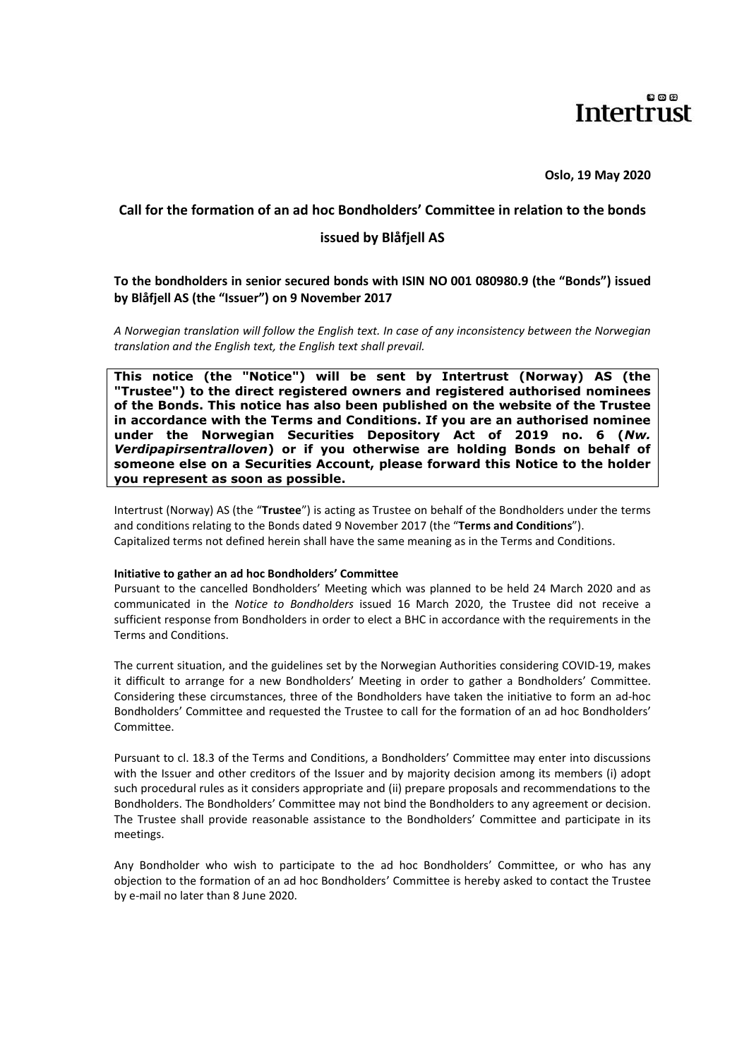Intertrust

**Oslo, 19 May 2020**

## Call for the formation of an ad hoc Bondholders' Committee in relation to the bonds issued by Blåfjell AS

### To the bondholders in senior secured bonds with ISIN NO 001 080980.9 (the "Bonds") issued by Blåfjell AS (the "Issuer") on 9 November 2017

*A Norwegian translation will follow the English text. In case of any inconsistency between the Norwegian translation and the English text, the English text shall prevail.*

**This notice (the "Notice") will be sent by Intertrust (Norway) AS (the "Trustee") to the direct registered owners and registered authorised nominees of the Bonds. This notice has also been published on the website of the Trustee in accordance with the Terms and Conditions. If you are an authorised nominee under the Norwegian Securities Depository Act of 2019 no. 6 (*Nw. Verdipapirsentralloven*) or if you otherwise are holding Bonds on behalf of someone else on a Securities Account, please forward this Notice to the holder you represent as soon as possible.**

Intertrust (Norway) AS (the "**Trustee**") is acting as Trustee on behalf of the Bondholders under the terms and conditions relating to the Bonds dated 9 November 2017 (the "**Terms and Conditions**"). Capitalized terms not defined herein shall have the same meaning as in the Terms and Conditions.

**Initiative to gather an ad hoc Bondholders' Committee**

Pursuant to the cancelled Bondholders' Meeting which was planned to be held 24 March 2020 and as communicated in the *Notice to Bondholders* issued 16 March 2020, the Trustee did not receive a sufficient response from Bondholders in order to elect a BHC in accordance with the requirements in the Terms and Conditions.

The current situation, and the guidelines set by the Norwegian Authorities considering COVID-19, makes it difficult to arrange for a new Bondholders' Meeting in order to gather a Bondholders' Committee. Considering these circumstances, three of the Bondholders have taken the initiative to form an ad-hoc Bondholders' Committee and requested the Trustee to call for the formation of an ad hoc Bondholders' Committee.

Pursuant to cl. 18.3 of the Terms and Conditions, a Bondholders' Committee may enter into discussions with the Issuer and other creditors of the Issuer and by majority decision among its members (i) adopt such procedural rules as it considers appropriate and (ii) prepare proposals and recommendations to the Bondholders. The Bondholders' Committee may not bind the Bondholders to any agreement or decision. The Trustee shall provide reasonable assistance to the Bondholders' Committee and participate in its meetings.

Any Bondholder who wish to participate to the ad hoc Bondholders' Committee, or who has any objection to the formation of an ad hoc Bondholders' Committee is hereby asked to contact the Trustee by e-mail no later than 8 June 2020.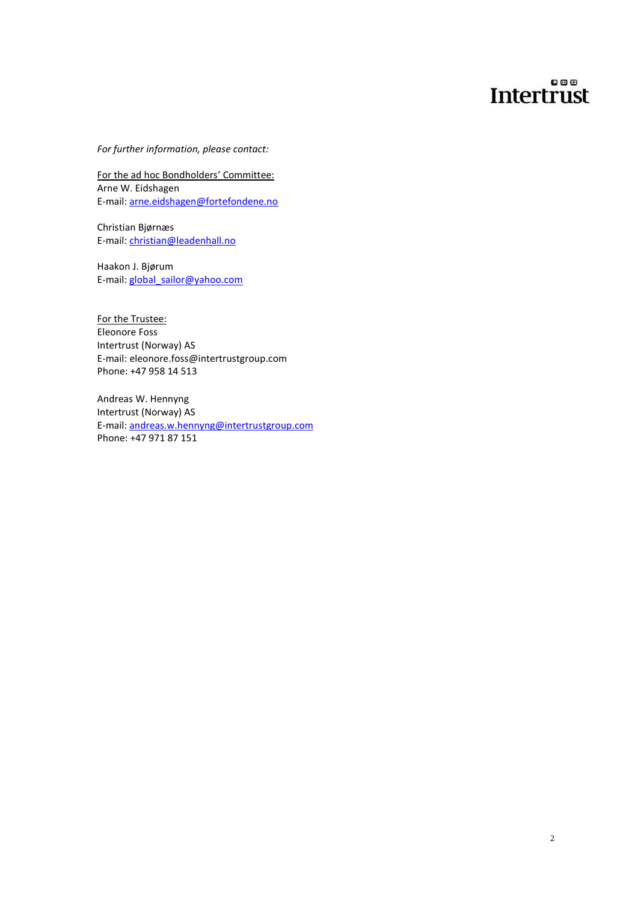*For further information, please contact:*

For the ad hoc Bondholders' Committee:
Arne W. Eidshagen
E-mail: arne.eidshagen@fortefondene.no

Christian Bjørnæs
E-mail: christian@leadenhall.no

Haakon J. Bjørum
E-mail: global_sailor@yahoo.com

For the Trustee:
Eleonore Foss
Intertrust (Norway) AS
E-mail: eleonore.foss@intertrustgroup.com
Phone: +47 958 14 513

Andreas W. Hennyng
Intertrust (Norway) AS
E-mail: andreas.w.hennyng@intertrustgroup.com
Phone: +47 971 87 151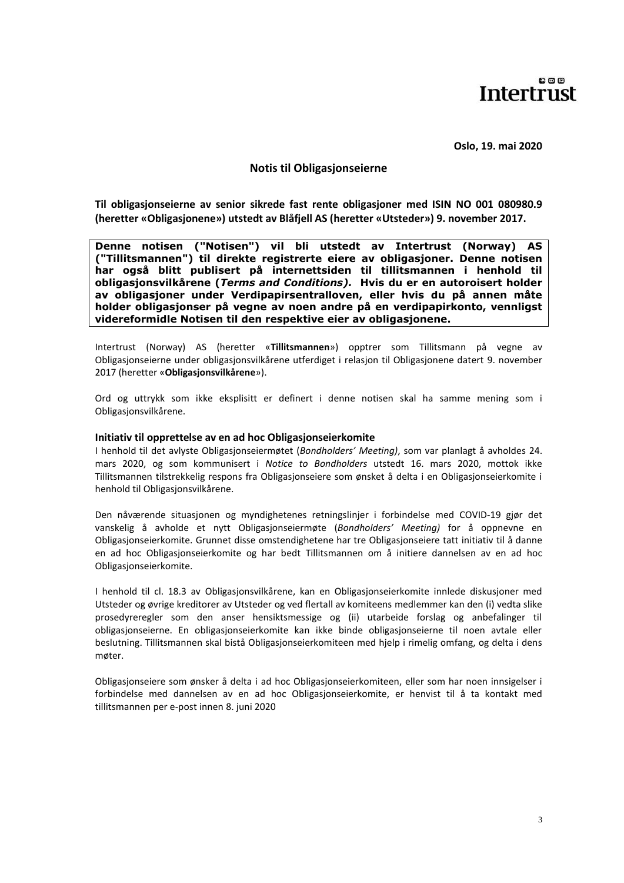Oslo, 19. mai 2020

## Notis til Obligasjonseierne

**Til obligasjonseierne av senior sikrede fast rente obligasjoner med ISIN NO 001 080980.9 (heretter «Obligasjonene») utstedt av Blåfjell AS (heretter «Utsteder») 9. november 2017.**

**Denne notisen ("Notisen") vil bli utstedt av Intertrust (Norway) AS ("Tillitsmannen") til direkte registrerte eiere av obligasjoner. Denne notisen har også blitt publisert på internettsiden til tillitsmannen i henhold til obligasjonsvilkårene (*Terms and Conditions).* Hvis du er en autoroisert holder av obligasjoner under Verdipapirsentralloven, eller hvis du på annen måte holder obligasjonser på vegne av noen andre på en verdipapirkonto, vennligst videreformidle Notisen til den respektive eier av obligasjonene.**

Intertrust (Norway) AS (heretter «**Tillitsmannen**») opptrer som Tillitsmann på vegne av Obligasjonseierne under obligasjonsvilkårene utferdiget i relasjon til Obligasjonene datert 9. november 2017 (heretter «**Obligasjonsvilkårene**»).

Ord og uttrykk som ikke eksplisitt er definert i denne notisen skal ha samme mening som i Obligasjonsvilkårene.

### Initiativ til opprettelse av en ad hoc Obligasjonseierkomite

I henhold til det avlyste Obligasjonseiermøtet (*Bondholders' Meeting)*, som var planlagt å avholdes 24. mars 2020, og som kommunisert i *Notice to Bondholders* utstedt 16. mars 2020, mottok ikke Tillitsmannen tilstrekkelig respons fra Obligasjonseiere som ønsket å delta i en Obligasjonseierkomite i henhold til Obligasjonsvilkårene.

Den nåværende situasjonen og myndighetenes retningslinjer i forbindelse med COVID-19 gjør det vanskelig å avholde et nytt Obligasjonseiermøte (*Bondholders' Meeting)* for å oppnevne en Obligasjonseierkomite. Grunnet disse omstendighetene har tre Obligasjonseiere tatt initiativ til å danne en ad hoc Obligasjonseierkomite og har bedt Tillitsmannen om å initiere dannelsen av en ad hoc Obligasjonseierkomite.

I henhold til cl. 18.3 av Obligasjonsvilkårene, kan en Obligasjonseierkomite innlede diskusjoner med Utsteder og øvrige kreditorer av Utsteder og ved flertall av komiteens medlemmer kan den (i) vedta slike prosedyreregler som den anser hensiktsmessige og (ii) utarbeide forslag og anbefalinger til obligasjonseierne. En obligasjonseierkomite kan ikke binde obligasjonseierne til noen avtale eller beslutning. Tillitsmannen skal bistå Obligasjonseierkomiteen med hjelp i rimelig omfang, og delta i dens møter.

Obligasjonseiere som ønsker å delta i ad hoc Obligasjonseierkomiteen, eller som har noen innsigelser i forbindelse med dannelsen av en ad hoc Obligasjonseierkomite, er henvist til å ta kontakt med tillitsmannen per e-post innen 8. juni 2020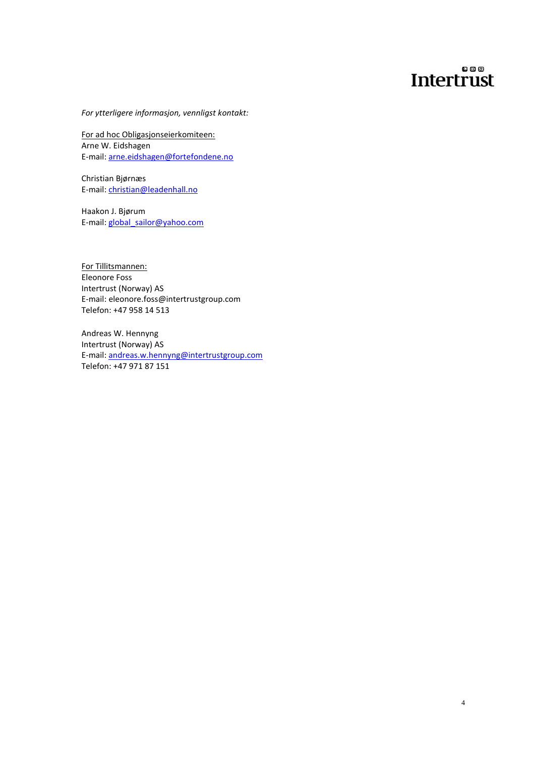*For ytterligere informasjon, vennligst kontakt:*

For ad hoc Obligasjonseierkomiteen:
Arne W. Eidshagen
E-mail: arne.eidshagen@fortefondene.no

Christian Bjørnæs
E-mail: christian@leadenhall.no

Haakon J. Bjørum
E-mail: global_sailor@yahoo.com

For Tillitsmannen:
Eleonore Foss
Intertrust (Norway) AS
E-mail: eleonore.foss@intertrustgroup.com
Telefon: +47 958 14 513

Andreas W. Hennyng
Intertrust (Norway) AS
E-mail: andreas.w.hennyng@intertrustgroup.com
Telefon: +47 971 87 151